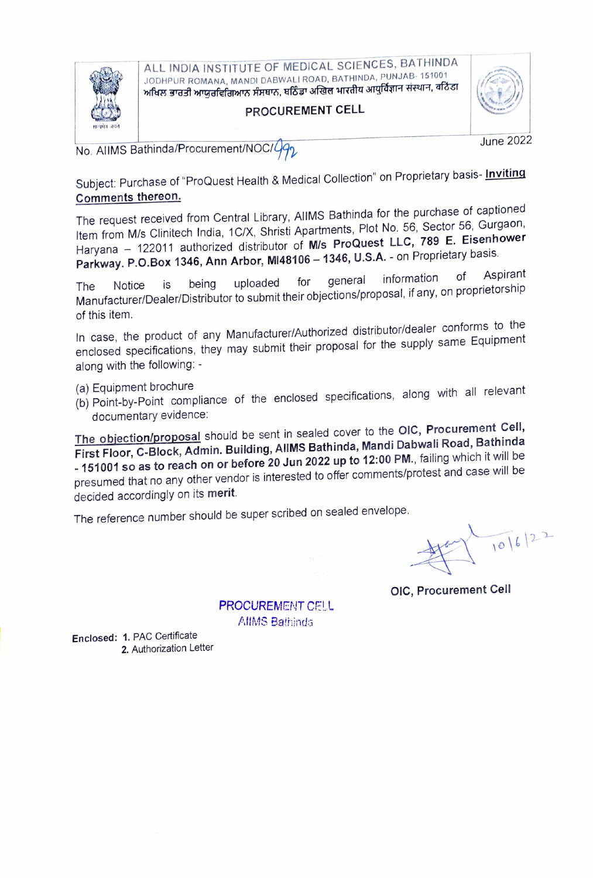ALL INDIA INSTITUTE OF MEDICAL SCIENCES, BATHINDA
JODHPUR ROMANA, MANDI DABWALI ROAD, BATHINDA, PUNJAB- 151001
ਅਖਿਲ ਭਾਰਤੀ ਆਯੁਰਵਿਗਿਆਨ ਸੰਸਥਾਨ, ਬਠਿੰਡਾ अखिल भारतीय आयुर्विज्ञान संस्थान, बठिंडा

**PROCUREMENT CELL**

No. AIIMS Bathinda/Procurement/NOC/992 June 2022

Subject: Purchase of "ProQuest Health & Medical Collection" on Proprietary basis- **Inviting Comments thereon.**

The request received from Central Library, AIIMS Bathinda for the purchase of captioned Item from M/s Clinitech India, 1C/X, Shristi Apartments, Plot No. 56, Sector 56, Gurgaon, Haryana – 122011 authorized distributor of **M/s ProQuest LLC, 789 E. Eisenhower Parkway. P.O.Box 1346, Ann Arbor, MI48106 – 1346, U.S.A.** - on Proprietary basis.

The Notice is being uploaded for general information of Aspirant Manufacturer/Dealer/Distributor to submit their objections/proposal, if any, on proprietorship of this item.

In case, the product of any Manufacturer/Authorized distributor/dealer conforms to the enclosed specifications, they may submit their proposal for the supply same Equipment along with the following: -

(a) Equipment brochure
(b) Point-by-Point compliance of the enclosed specifications, along with all relevant documentary evidence:

**The objection/proposal** should be sent in sealed cover to the **OIC, Procurement Cell, First Floor, C-Block, Admin. Building, AIIMS Bathinda, Mandi Dabwali Road, Bathinda - 151001 so as to reach on or before 20 Jun 2022 up to 12:00 PM.**, failing which it will be presumed that no any other vendor is interested to offer comments/protest and case will be decided accordingly on its **merit**.

The reference number should be super scribed on sealed envelope.

10/6/22

**OIC, Procurement Cell**

PROCUREMENT CELL
AIIMS Bathinda

**Enclosed:** 1. PAC Certificate
2. Authorization Letter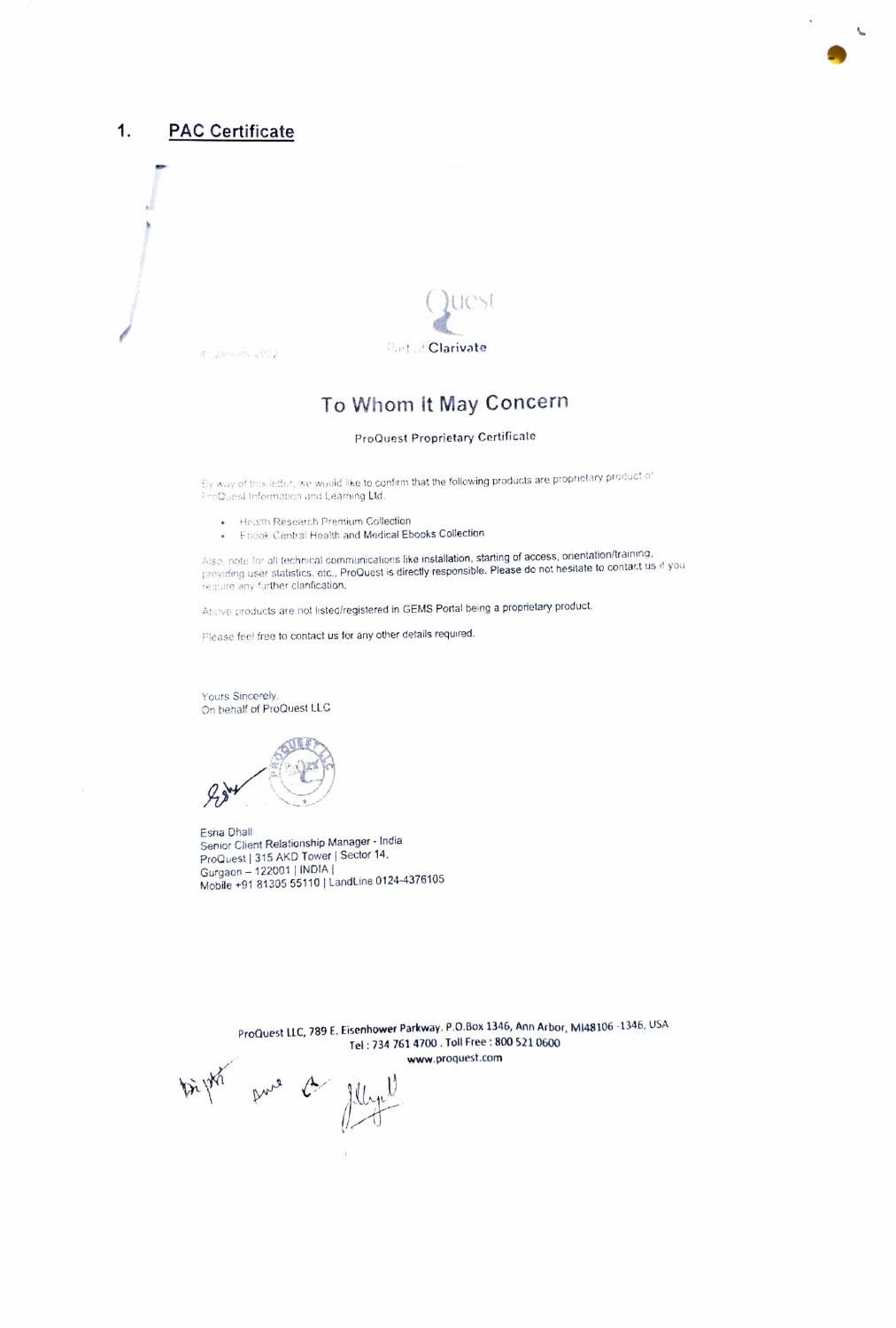## 1. PAC Certificate

ProQuest

Part of Clarivate

4th January 2022

# To Whom It May Concern

ProQuest Proprietary Certificate

By way of this letter, we would like to confirm that the following products are proprietary product of ProQuest Information and Learning Ltd.

- Health Research Premium Collection
- Ebook Central Health and Medical Ebooks Collection

Also, note for all technical communications like installation, starting of access, orientation/training, providing user statistics, etc., ProQuest is directly responsible. Please do not hesitate to contact us if you require any further clarification.

Above products are not listed/registered in GEMS Portal being a proprietary product.

Please feel free to contact us for any other details required.

Yours Sincerely,
On behalf of ProQuest LLC

Esha Dhall
Senior Client Relationship Manager - India
ProQuest | 315 AKD Tower | Sector 14.
Gurgaon – 122001 | INDIA |
Mobile +91 81305 55110 | LandLine 0124-4376105

ProQuest LLC, 789 E. Eisenhower Parkway. P.O.Box 1346, Ann Arbor, MI48106 -1346, USA
Tel : 734 761 4700 . Toll Free : 800 521 0600
www.proquest.com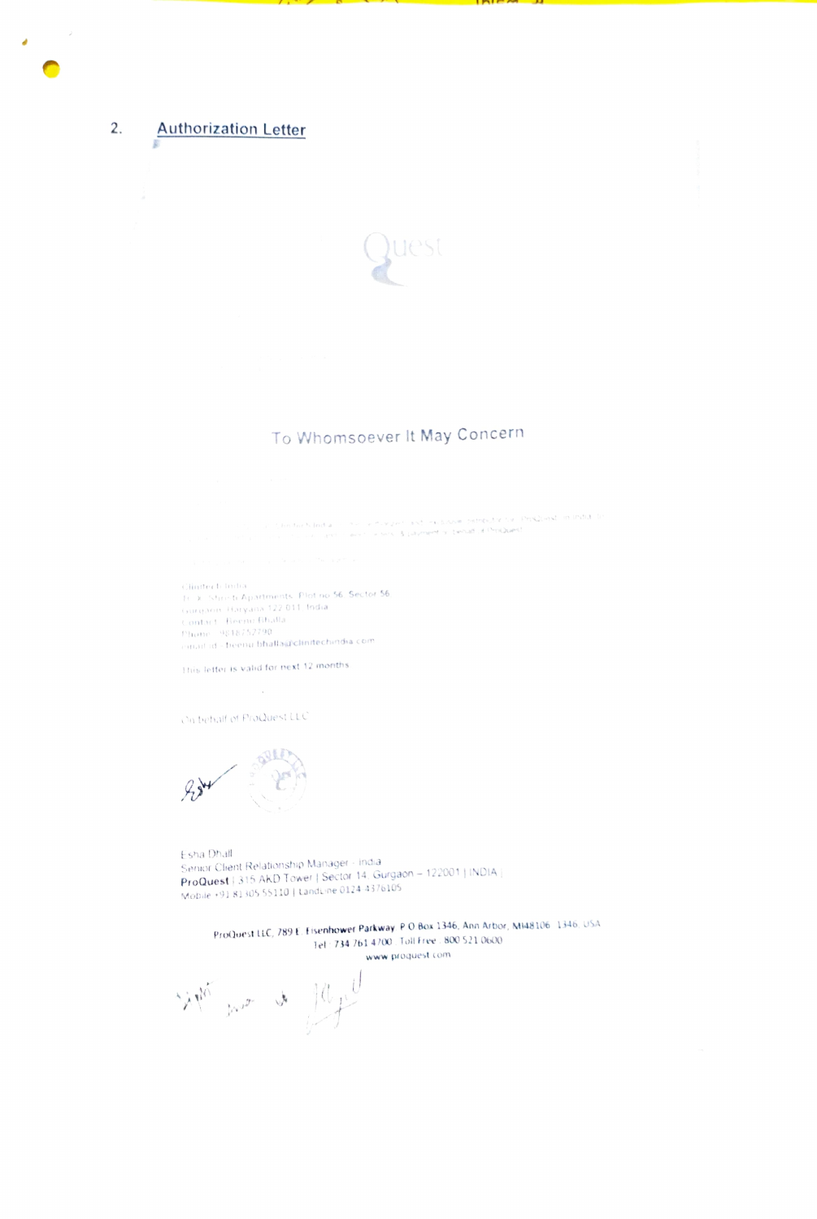## 2. Authorization Letter

Quest

To Whomsoever It May Concern

Clintech India
B-4, Shristi Apartments, Plot no 56, Sector 56
Gurgaon, Haryana 122 011, India
Contact: Beenu Bhalla
Phone: 9818752790
Email id: beenu.bhalla@clintechindia.com

This letter is valid for next 12 months

On behalf of ProQuest LLC

Esha Dhall
Senior Client Relationship Manager - India
**ProQuest** | 315 AKD Tower | Sector 14, Gurgaon – 122001 | INDIA |
Mobile +91 81305 55110 | Landline 0124 4376105

ProQuest LLC, 789 E. Eisenhower Parkway, P O Box 1346, Ann Arbor, MI 48106 - 1346, USA
Tel : 734 761 4700 Toll Free : 800 521 0600
www.proquest.com